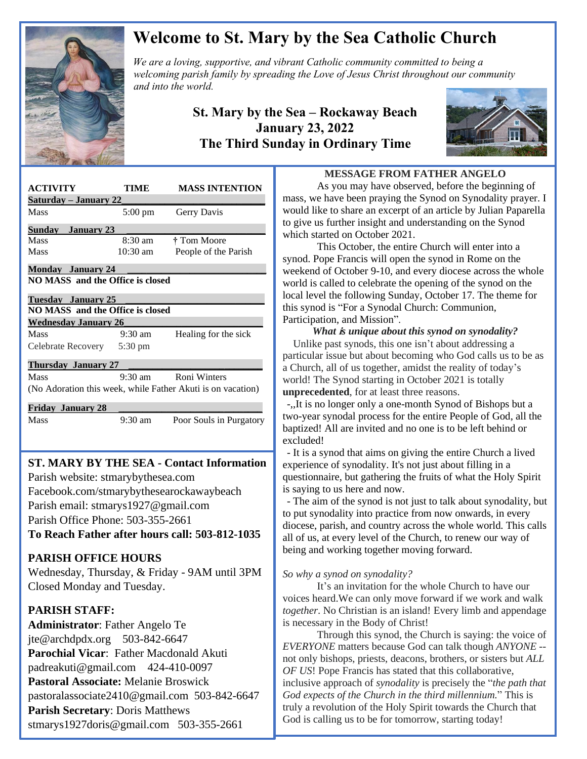# Welcome to St. Mary by the Sea Catholic Church

*We are a loving, supportive, and vibrant Catholic community committed to being a welcoming parish family by spreading the Love of Jesus Christ throughout our community and into the world.*

## St. Mary by the Sea – Rockaway Beach
## January 23, 2022
## The Third Sunday in Ordinary Time

| ACTIVITY | TIME | MASS INTENTION |
|---|---|---|
| **Saturday – January 22** | | |
| Mass | 5:00 pm | Gerry Davis |
| **Sunday January 23** | | |
| Mass | 8:30 am | † Tom Moore |
| Mass | 10:30 am | People of the Parish |
| **Monday January 24** | | |
| **NO MASS and the Office is closed** | | |
| **Tuesday January 25** | | |
| **NO MASS and the Office is closed** | | |
| **Wednesday January 26** | | |
| Mass | 9:30 am | Healing for the sick |
| Celebrate Recovery | 5:30 pm | |
| **Thursday January 27** | | |
| Mass | 9:30 am | Roni Winters |
| (No Adoration this week, while Father Akuti is on vacation) | | |
| **Friday January 28** | | |
| Mass | 9:30 am | Poor Souls in Purgatory |

## ST. MARY BY THE SEA - Contact Information

Parish website: stmarybythesea.com
Facebook.com/stmarybythesearockawaybeach
Parish email: stmarys1927@gmail.com
Parish Office Phone: 503-355-2661
**To Reach Father after hours call: 503-812-1035**

## PARISH OFFICE HOURS

Wednesday, Thursday, & Friday - 9AM until 3PM
Closed Monday and Tuesday.

## PARISH STAFF:

**Administrator**: Father Angelo Te
jte@archdpdx.org 503-842-6647
**Parochial Vicar**: Father Macdonald Akuti
padreakuti@gmail.com 424-410-0097
**Pastoral Associate:** Melanie Broswick
pastoralassociate2410@gmail.com 503-842-6647
**Parish Secretary**: Doris Matthews
stmarys1927doris@gmail.com 503-355-2661

## MESSAGE FROM FATHER ANGELO

As you may have observed, before the beginning of mass, we have been praying the Synod on Synodality prayer. I would like to share an excerpt of an article by Julian Paparella to give us further insight and understanding on the Synod which started on October 2021.

This October, the entire Church will enter into a synod. Pope Francis will open the synod in Rome on the weekend of October 9-10, and every diocese across the whole world is called to celebrate the opening of the synod on the local level the following Sunday, October 17. The theme for this synod is "For a Synodal Church: Communion, Participation, and Mission".

***What is unique about this synod on synodality?***

Unlike past synods, this one isn't about addressing a particular issue but about becoming who God calls us to be as a Church, all of us together, amidst the reality of today's world! The Synod starting in October 2021 is totally **unprecedented**, for at least three reasons.

-,,It is no longer only a one-month Synod of Bishops but a two-year synodal process for the entire People of God, all the baptized! All are invited and no one is to be left behind or excluded!

- It is a synod that aims on giving the entire Church a lived experience of synodality. It's not just about filling in a questionnaire, but gathering the fruits of what the Holy Spirit is saying to us here and now.
- The aim of the synod is not just to talk about synodality, but to put synodality into practice from now onwards, in every diocese, parish, and country across the whole world. This calls all of us, at every level of the Church, to renew our way of being and working together moving forward.

*So why a synod on synodality?*

It's an invitation for the whole Church to have our voices heard.We can only move forward if we work and walk *together*. No Christian is an island! Every limb and appendage is necessary in the Body of Christ!

Through this synod, the Church is saying: the voice of *EVERYONE* matters because God can talk though *ANYONE* -- not only bishops, priests, deacons, brothers, or sisters but *ALL OF US*! Pope Francis has stated that this collaborative, inclusive approach of *synodality* is precisely the "*the path that God expects of the Church in the third millennium.*" This is truly a revolution of the Holy Spirit towards the Church that God is calling us to be for tomorrow, starting today!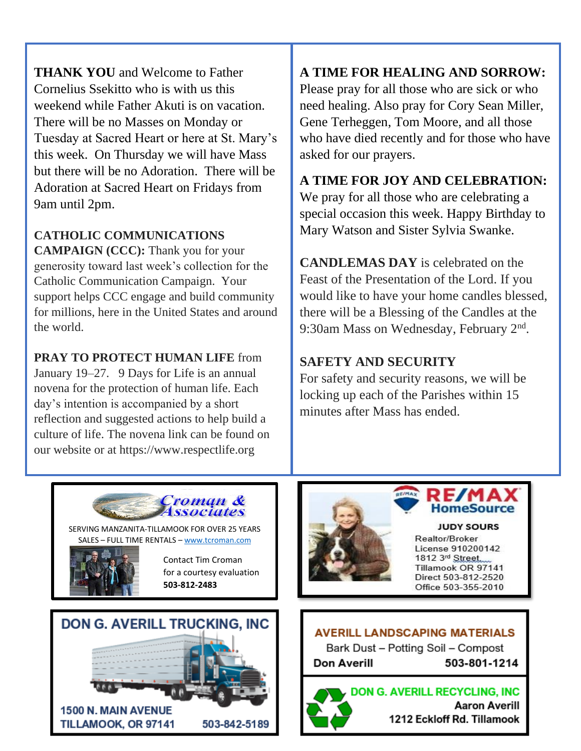**THANK YOU** and Welcome to Father Cornelius Ssekitto who is with us this weekend while Father Akuti is on vacation. There will be no Masses on Monday or Tuesday at Sacred Heart or here at St. Mary's this week. On Thursday we will have Mass but there will be no Adoration. There will be Adoration at Sacred Heart on Fridays from 9am until 2pm.

**CATHOLIC COMMUNICATIONS CAMPAIGN (CCC):** Thank you for your generosity toward last week's collection for the Catholic Communication Campaign. Your support helps CCC engage and build community for millions, here in the United States and around the world.

**PRAY TO PROTECT HUMAN LIFE** from January 19–27. 9 Days for Life is an annual novena for the protection of human life. Each day's intention is accompanied by a short reflection and suggested actions to help build a culture of life. The novena link can be found on our website or at https://www.respectlife.org

**A TIME FOR HEALING AND SORROW:** Please pray for all those who are sick or who need healing. Also pray for Cory Sean Miller, Gene Terheggen, Tom Moore, and all those who have died recently and for those who have asked for our prayers.

**A TIME FOR JOY AND CELEBRATION:** We pray for all those who are celebrating a special occasion this week. Happy Birthday to Mary Watson and Sister Sylvia Swanke.

**CANDLEMAS DAY** is celebrated on the Feast of the Presentation of the Lord. If you would like to have your home candles blessed, there will be a Blessing of the Candles at the 9:30am Mass on Wednesday, February 2nd.

**SAFETY AND SECURITY**
For safety and security reasons, we will be locking up each of the Parishes within 15 minutes after Mass has ended.

Croman & Associates
SERVING MANZANITA-TILLAMOOK FOR OVER 25 YEARS
SALES – FULL TIME RENTALS – www.tcroman.com
Contact Tim Croman for a courtesy evaluation
**503-812-2483**

RE/MAX HomeSource
**JUDY SOURS**
Realtor/Broker
License 910200142
1812 3rd Street
Tillamook OR 97141
Direct 503-812-2520
Office 503-355-2010

**DON G. AVERILL TRUCKING, INC**
1500 N. MAIN AVENUE
TILLAMOOK, OR 97141 503-842-5189

**AVERILL LANDSCAPING MATERIALS**
Bark Dust – Potting Soil – Compost
Don Averill 503-801-1214

**DON G. AVERILL RECYCLING, INC**
Aaron Averill
1212 Eckloff Rd. Tillamook